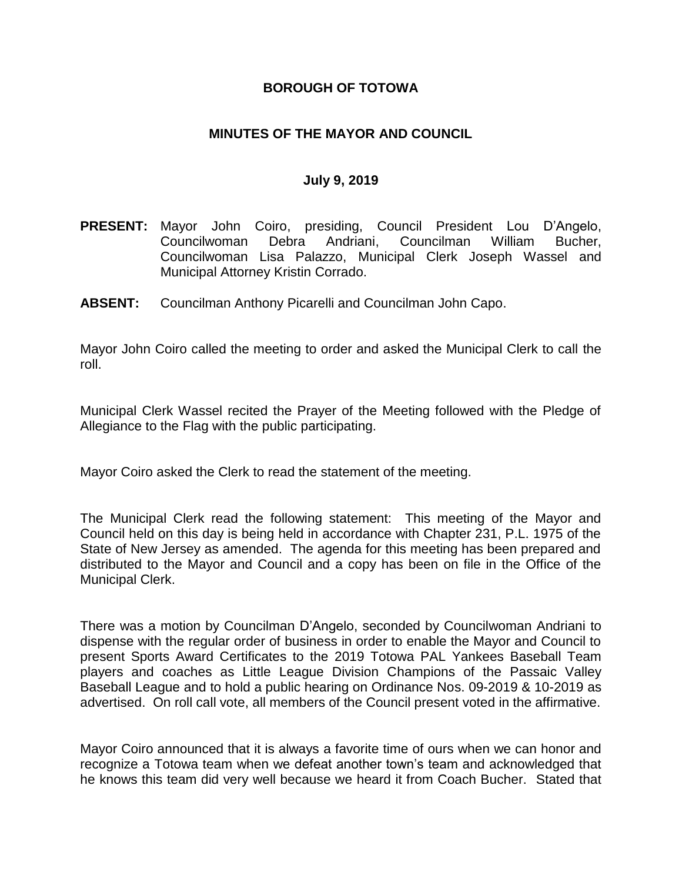# BOROUGH OF TOTOWA

## MINUTES OF THE MAYOR AND COUNCIL

### July 9, 2019

**PRESENT:** Mayor John Coiro, presiding, Council President Lou D'Angelo, Councilwoman Debra Andriani, Councilman William Bucher, Councilwoman Lisa Palazzo, Municipal Clerk Joseph Wassel and Municipal Attorney Kristin Corrado.

**ABSENT:** Councilman Anthony Picarelli and Councilman John Capo.

Mayor John Coiro called the meeting to order and asked the Municipal Clerk to call the roll.

Municipal Clerk Wassel recited the Prayer of the Meeting followed with the Pledge of Allegiance to the Flag with the public participating.

Mayor Coiro asked the Clerk to read the statement of the meeting.

The Municipal Clerk read the following statement: This meeting of the Mayor and Council held on this day is being held in accordance with Chapter 231, P.L. 1975 of the State of New Jersey as amended. The agenda for this meeting has been prepared and distributed to the Mayor and Council and a copy has been on file in the Office of the Municipal Clerk.

There was a motion by Councilman D'Angelo, seconded by Councilwoman Andriani to dispense with the regular order of business in order to enable the Mayor and Council to present Sports Award Certificates to the 2019 Totowa PAL Yankees Baseball Team players and coaches as Little League Division Champions of the Passaic Valley Baseball League and to hold a public hearing on Ordinance Nos. 09-2019 & 10-2019 as advertised. On roll call vote, all members of the Council present voted in the affirmative.

Mayor Coiro announced that it is always a favorite time of ours when we can honor and recognize a Totowa team when we defeat another town's team and acknowledged that he knows this team did very well because we heard it from Coach Bucher. Stated that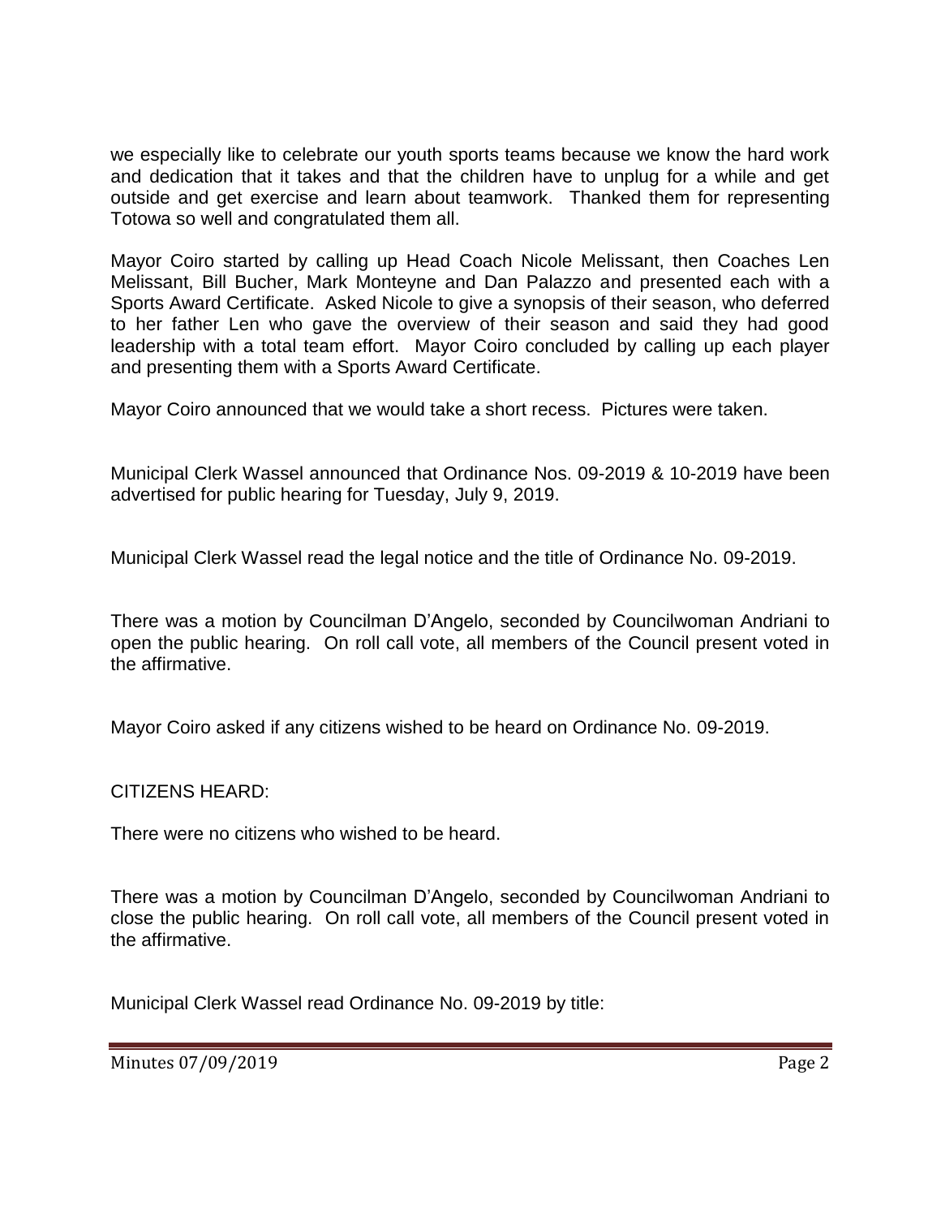we especially like to celebrate our youth sports teams because we know the hard work and dedication that it takes and that the children have to unplug for a while and get outside and get exercise and learn about teamwork. Thanked them for representing Totowa so well and congratulated them all.

Mayor Coiro started by calling up Head Coach Nicole Melissant, then Coaches Len Melissant, Bill Bucher, Mark Monteyne and Dan Palazzo and presented each with a Sports Award Certificate. Asked Nicole to give a synopsis of their season, who deferred to her father Len who gave the overview of their season and said they had good leadership with a total team effort. Mayor Coiro concluded by calling up each player and presenting them with a Sports Award Certificate.

Mayor Coiro announced that we would take a short recess. Pictures were taken.

Municipal Clerk Wassel announced that Ordinance Nos. 09-2019 & 10-2019 have been advertised for public hearing for Tuesday, July 9, 2019.

Municipal Clerk Wassel read the legal notice and the title of Ordinance No. 09-2019.

There was a motion by Councilman D'Angelo, seconded by Councilwoman Andriani to open the public hearing. On roll call vote, all members of the Council present voted in the affirmative.

Mayor Coiro asked if any citizens wished to be heard on Ordinance No. 09-2019.

CITIZENS HEARD:

There were no citizens who wished to be heard.

There was a motion by Councilman D'Angelo, seconded by Councilwoman Andriani to close the public hearing. On roll call vote, all members of the Council present voted in the affirmative.

Municipal Clerk Wassel read Ordinance No. 09-2019 by title: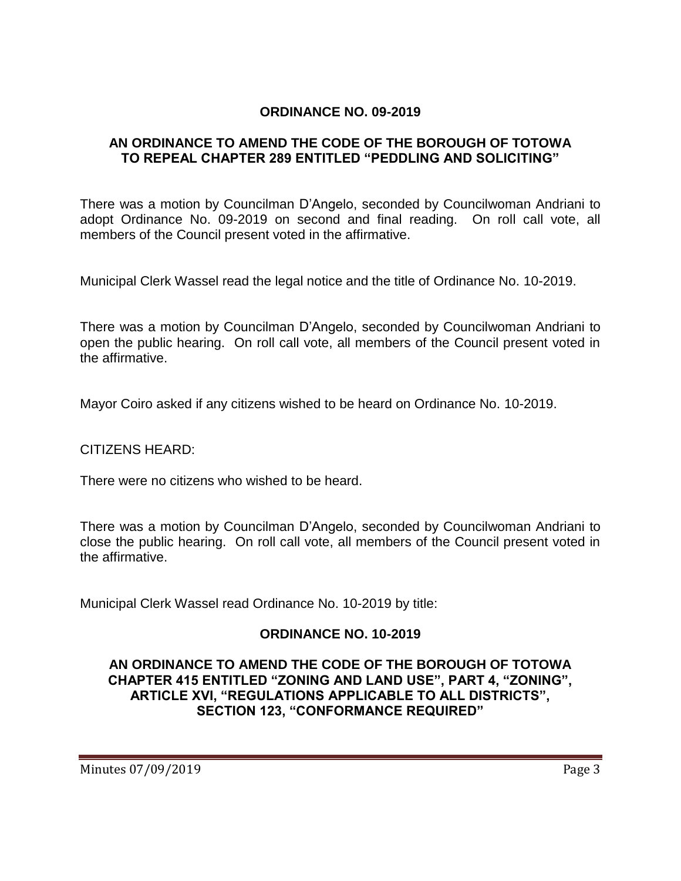**ORDINANCE NO. 09-2019**

**AN ORDINANCE TO AMEND THE CODE OF THE BOROUGH OF TOTOWA TO REPEAL CHAPTER 289 ENTITLED "PEDDLING AND SOLICITING"**

There was a motion by Councilman D'Angelo, seconded by Councilwoman Andriani to adopt Ordinance No. 09-2019 on second and final reading. On roll call vote, all members of the Council present voted in the affirmative.

Municipal Clerk Wassel read the legal notice and the title of Ordinance No. 10-2019.

There was a motion by Councilman D'Angelo, seconded by Councilwoman Andriani to open the public hearing. On roll call vote, all members of the Council present voted in the affirmative.

Mayor Coiro asked if any citizens wished to be heard on Ordinance No. 10-2019.

CITIZENS HEARD:

There were no citizens who wished to be heard.

There was a motion by Councilman D'Angelo, seconded by Councilwoman Andriani to close the public hearing. On roll call vote, all members of the Council present voted in the affirmative.

Municipal Clerk Wassel read Ordinance No. 10-2019 by title:

**ORDINANCE NO. 10-2019**

**AN ORDINANCE TO AMEND THE CODE OF THE BOROUGH OF TOTOWA CHAPTER 415 ENTITLED "ZONING AND LAND USE", PART 4, "ZONING", ARTICLE XVI, "REGULATIONS APPLICABLE TO ALL DISTRICTS", SECTION 123, "CONFORMANCE REQUIRED"**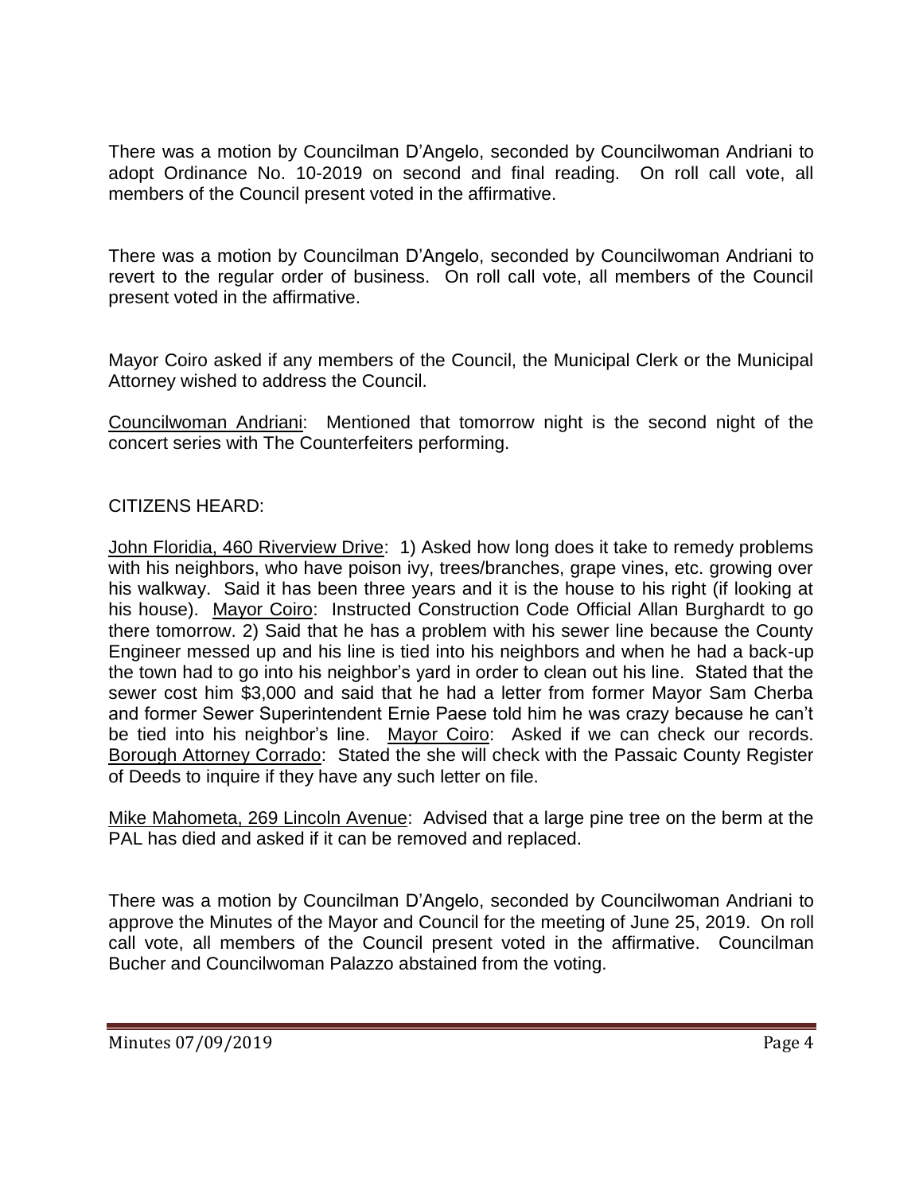There was a motion by Councilman D'Angelo, seconded by Councilwoman Andriani to adopt Ordinance No. 10-2019 on second and final reading. On roll call vote, all members of the Council present voted in the affirmative.

There was a motion by Councilman D'Angelo, seconded by Councilwoman Andriani to revert to the regular order of business. On roll call vote, all members of the Council present voted in the affirmative.

Mayor Coiro asked if any members of the Council, the Municipal Clerk or the Municipal Attorney wished to address the Council.

Councilwoman Andriani: Mentioned that tomorrow night is the second night of the concert series with The Counterfeiters performing.

CITIZENS HEARD:

John Floridia, 460 Riverview Drive: 1) Asked how long does it take to remedy problems with his neighbors, who have poison ivy, trees/branches, grape vines, etc. growing over his walkway. Said it has been three years and it is the house to his right (if looking at his house). Mayor Coiro: Instructed Construction Code Official Allan Burghardt to go there tomorrow. 2) Said that he has a problem with his sewer line because the County Engineer messed up and his line is tied into his neighbors and when he had a back-up the town had to go into his neighbor's yard in order to clean out his line. Stated that the sewer cost him $3,000 and said that he had a letter from former Mayor Sam Cherba and former Sewer Superintendent Ernie Paese told him he was crazy because he can't be tied into his neighbor's line. Mayor Coiro: Asked if we can check our records. Borough Attorney Corrado: Stated the she will check with the Passaic County Register of Deeds to inquire if they have any such letter on file.

Mike Mahometa, 269 Lincoln Avenue: Advised that a large pine tree on the berm at the PAL has died and asked if it can be removed and replaced.

There was a motion by Councilman D'Angelo, seconded by Councilwoman Andriani to approve the Minutes of the Mayor and Council for the meeting of June 25, 2019. On roll call vote, all members of the Council present voted in the affirmative. Councilman Bucher and Councilwoman Palazzo abstained from the voting.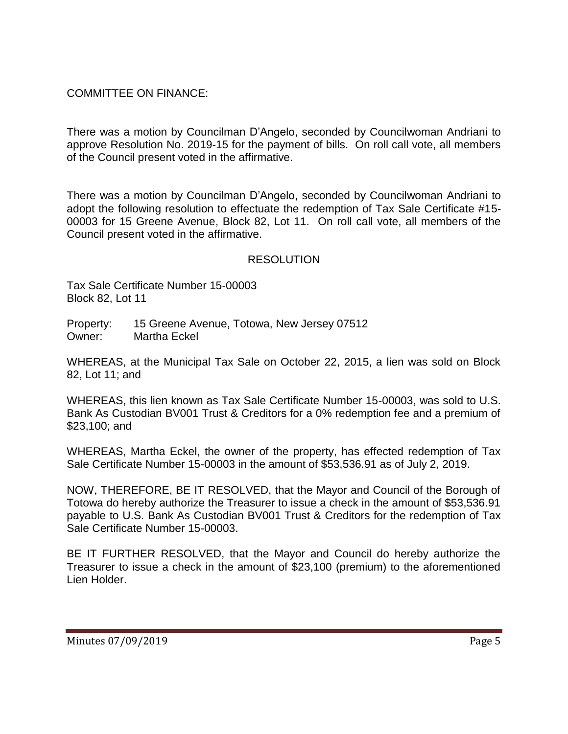COMMITTEE ON FINANCE:

There was a motion by Councilman D'Angelo, seconded by Councilwoman Andriani to approve Resolution No. 2019-15 for the payment of bills. On roll call vote, all members of the Council present voted in the affirmative.

There was a motion by Councilman D'Angelo, seconded by Councilwoman Andriani to adopt the following resolution to effectuate the redemption of Tax Sale Certificate #15-00003 for 15 Greene Avenue, Block 82, Lot 11. On roll call vote, all members of the Council present voted in the affirmative.

RESOLUTION

Tax Sale Certificate Number 15-00003
Block 82, Lot 11

Property: 15 Greene Avenue, Totowa, New Jersey 07512
Owner: Martha Eckel

WHEREAS, at the Municipal Tax Sale on October 22, 2015, a lien was sold on Block 82, Lot 11; and

WHEREAS, this lien known as Tax Sale Certificate Number 15-00003, was sold to U.S. Bank As Custodian BV001 Trust & Creditors for a 0% redemption fee and a premium of $23,100; and

WHEREAS, Martha Eckel, the owner of the property, has effected redemption of Tax Sale Certificate Number 15-00003 in the amount of $53,536.91 as of July 2, 2019.

NOW, THEREFORE, BE IT RESOLVED, that the Mayor and Council of the Borough of Totowa do hereby authorize the Treasurer to issue a check in the amount of $53,536.91 payable to U.S. Bank As Custodian BV001 Trust & Creditors for the redemption of Tax Sale Certificate Number 15-00003.

BE IT FURTHER RESOLVED, that the Mayor and Council do hereby authorize the Treasurer to issue a check in the amount of $23,100 (premium) to the aforementioned Lien Holder.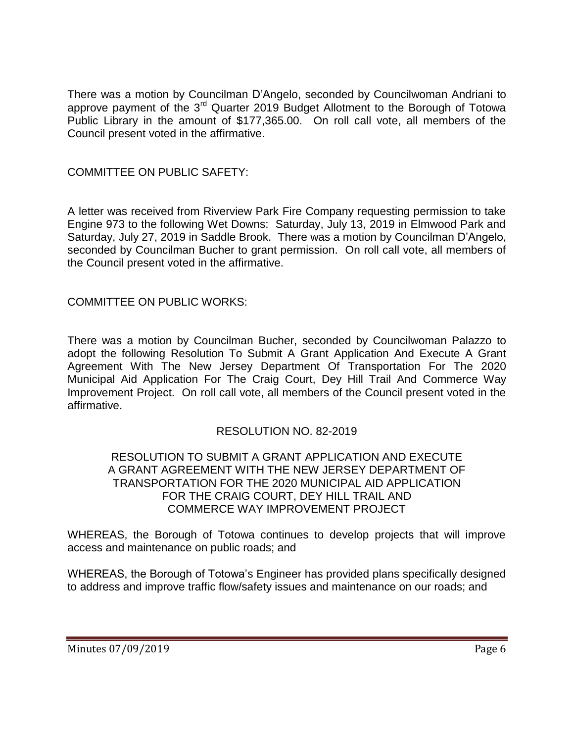There was a motion by Councilman D'Angelo, seconded by Councilwoman Andriani to approve payment of the 3rd Quarter 2019 Budget Allotment to the Borough of Totowa Public Library in the amount of $177,365.00. On roll call vote, all members of the Council present voted in the affirmative.

COMMITTEE ON PUBLIC SAFETY:

A letter was received from Riverview Park Fire Company requesting permission to take Engine 973 to the following Wet Downs: Saturday, July 13, 2019 in Elmwood Park and Saturday, July 27, 2019 in Saddle Brook. There was a motion by Councilman D'Angelo, seconded by Councilman Bucher to grant permission. On roll call vote, all members of the Council present voted in the affirmative.

COMMITTEE ON PUBLIC WORKS:

There was a motion by Councilman Bucher, seconded by Councilwoman Palazzo to adopt the following Resolution To Submit A Grant Application And Execute A Grant Agreement With The New Jersey Department Of Transportation For The 2020 Municipal Aid Application For The Craig Court, Dey Hill Trail And Commerce Way Improvement Project. On roll call vote, all members of the Council present voted in the affirmative.

RESOLUTION NO. 82-2019

RESOLUTION TO SUBMIT A GRANT APPLICATION AND EXECUTE A GRANT AGREEMENT WITH THE NEW JERSEY DEPARTMENT OF TRANSPORTATION FOR THE 2020 MUNICIPAL AID APPLICATION FOR THE CRAIG COURT, DEY HILL TRAIL AND COMMERCE WAY IMPROVEMENT PROJECT

WHEREAS, the Borough of Totowa continues to develop projects that will improve access and maintenance on public roads; and

WHEREAS, the Borough of Totowa's Engineer has provided plans specifically designed to address and improve traffic flow/safety issues and maintenance on our roads; and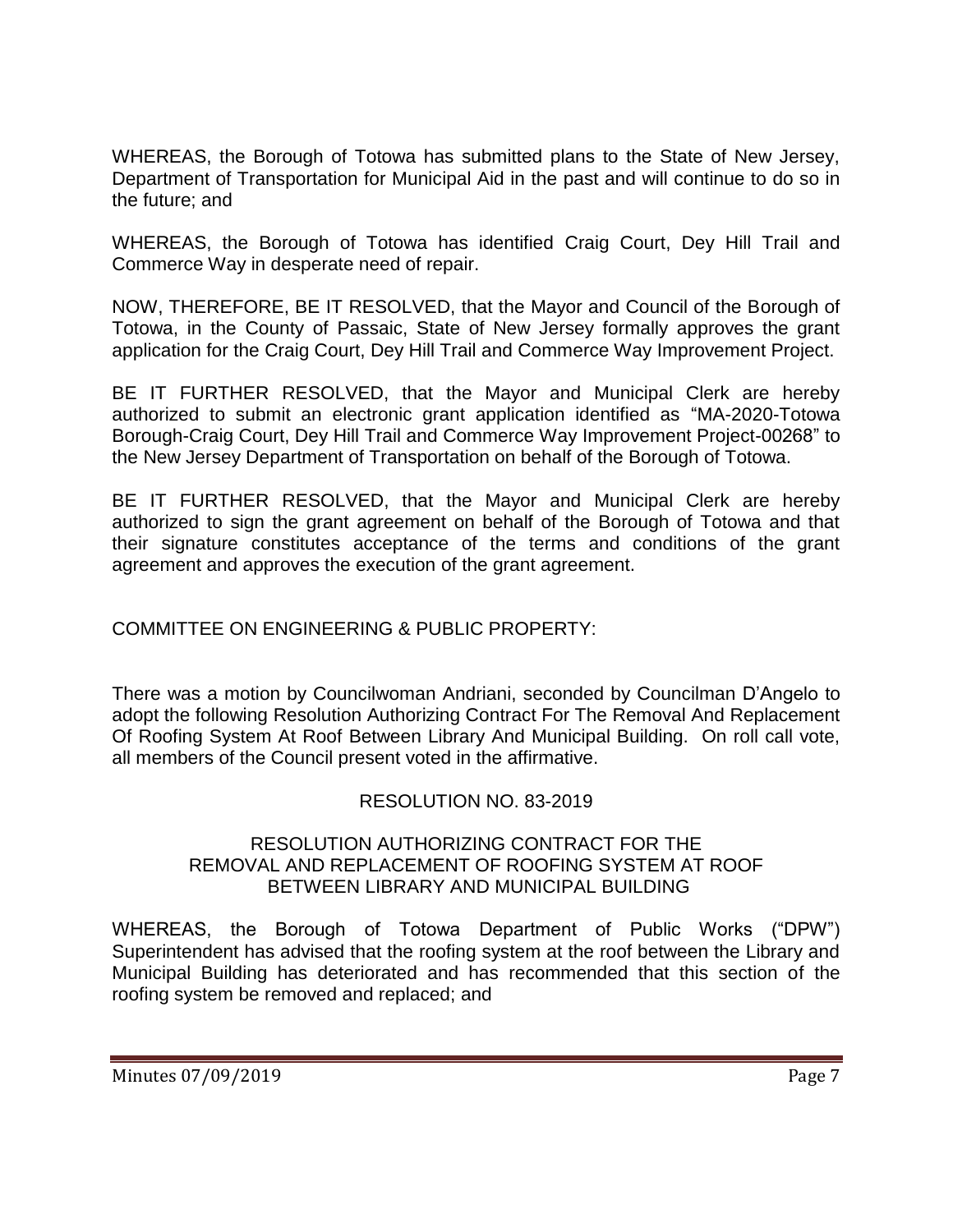WHEREAS, the Borough of Totowa has submitted plans to the State of New Jersey, Department of Transportation for Municipal Aid in the past and will continue to do so in the future; and

WHEREAS, the Borough of Totowa has identified Craig Court, Dey Hill Trail and Commerce Way in desperate need of repair.

NOW, THEREFORE, BE IT RESOLVED, that the Mayor and Council of the Borough of Totowa, in the County of Passaic, State of New Jersey formally approves the grant application for the Craig Court, Dey Hill Trail and Commerce Way Improvement Project.

BE IT FURTHER RESOLVED, that the Mayor and Municipal Clerk are hereby authorized to submit an electronic grant application identified as "MA-2020-Totowa Borough-Craig Court, Dey Hill Trail and Commerce Way Improvement Project-00268" to the New Jersey Department of Transportation on behalf of the Borough of Totowa.

BE IT FURTHER RESOLVED, that the Mayor and Municipal Clerk are hereby authorized to sign the grant agreement on behalf of the Borough of Totowa and that their signature constitutes acceptance of the terms and conditions of the grant agreement and approves the execution of the grant agreement.

COMMITTEE ON ENGINEERING & PUBLIC PROPERTY:

There was a motion by Councilwoman Andriani, seconded by Councilman D'Angelo to adopt the following Resolution Authorizing Contract For The Removal And Replacement Of Roofing System At Roof Between Library And Municipal Building. On roll call vote, all members of the Council present voted in the affirmative.

RESOLUTION NO. 83-2019

RESOLUTION AUTHORIZING CONTRACT FOR THE REMOVAL AND REPLACEMENT OF ROOFING SYSTEM AT ROOF BETWEEN LIBRARY AND MUNICIPAL BUILDING

WHEREAS, the Borough of Totowa Department of Public Works ("DPW") Superintendent has advised that the roofing system at the roof between the Library and Municipal Building has deteriorated and has recommended that this section of the roofing system be removed and replaced; and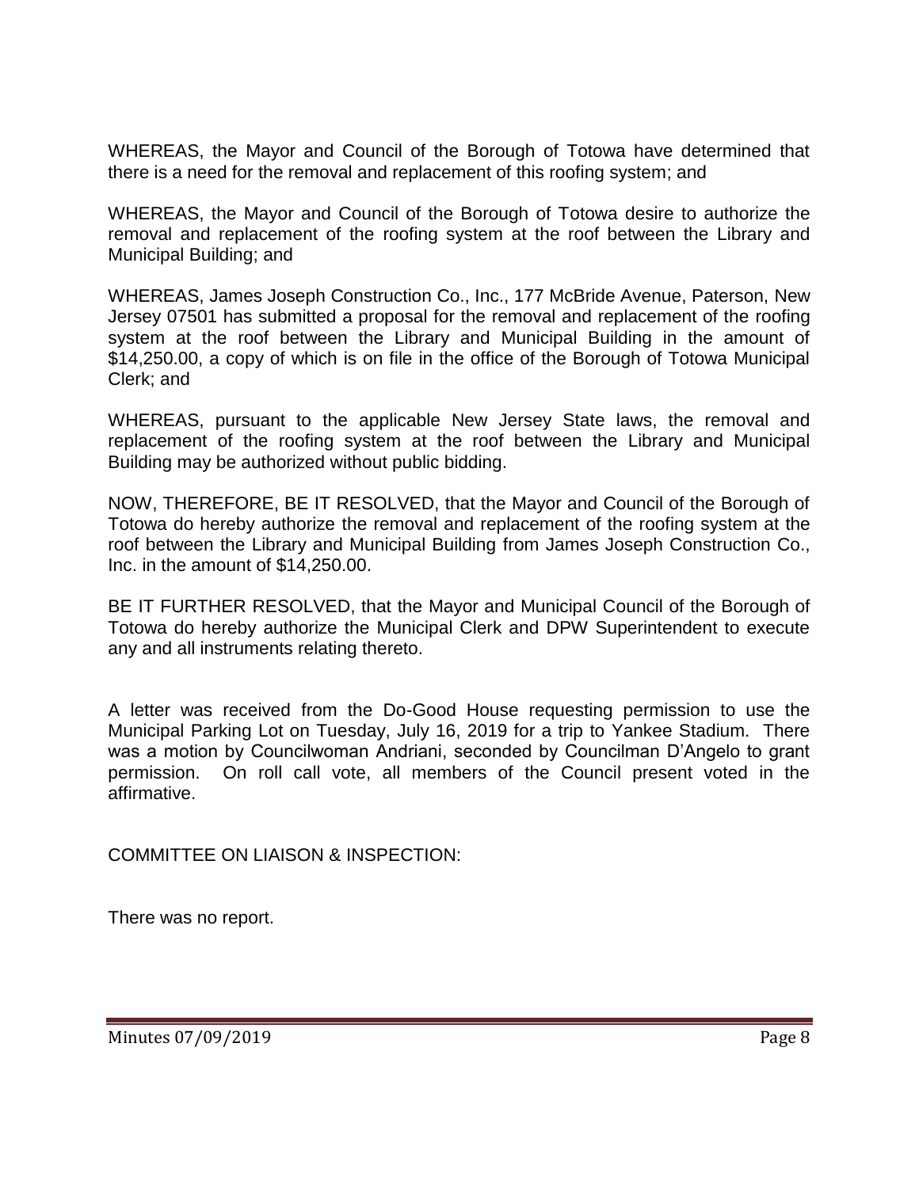WHEREAS, the Mayor and Council of the Borough of Totowa have determined that there is a need for the removal and replacement of this roofing system; and

WHEREAS, the Mayor and Council of the Borough of Totowa desire to authorize the removal and replacement of the roofing system at the roof between the Library and Municipal Building; and

WHEREAS, James Joseph Construction Co., Inc., 177 McBride Avenue, Paterson, New Jersey 07501 has submitted a proposal for the removal and replacement of the roofing system at the roof between the Library and Municipal Building in the amount of $14,250.00, a copy of which is on file in the office of the Borough of Totowa Municipal Clerk; and

WHEREAS, pursuant to the applicable New Jersey State laws, the removal and replacement of the roofing system at the roof between the Library and Municipal Building may be authorized without public bidding.

NOW, THEREFORE, BE IT RESOLVED, that the Mayor and Council of the Borough of Totowa do hereby authorize the removal and replacement of the roofing system at the roof between the Library and Municipal Building from James Joseph Construction Co., Inc. in the amount of $14,250.00.

BE IT FURTHER RESOLVED, that the Mayor and Municipal Council of the Borough of Totowa do hereby authorize the Municipal Clerk and DPW Superintendent to execute any and all instruments relating thereto.

A letter was received from the Do-Good House requesting permission to use the Municipal Parking Lot on Tuesday, July 16, 2019 for a trip to Yankee Stadium. There was a motion by Councilwoman Andriani, seconded by Councilman D'Angelo to grant permission. On roll call vote, all members of the Council present voted in the affirmative.

COMMITTEE ON LIAISON & INSPECTION:

There was no report.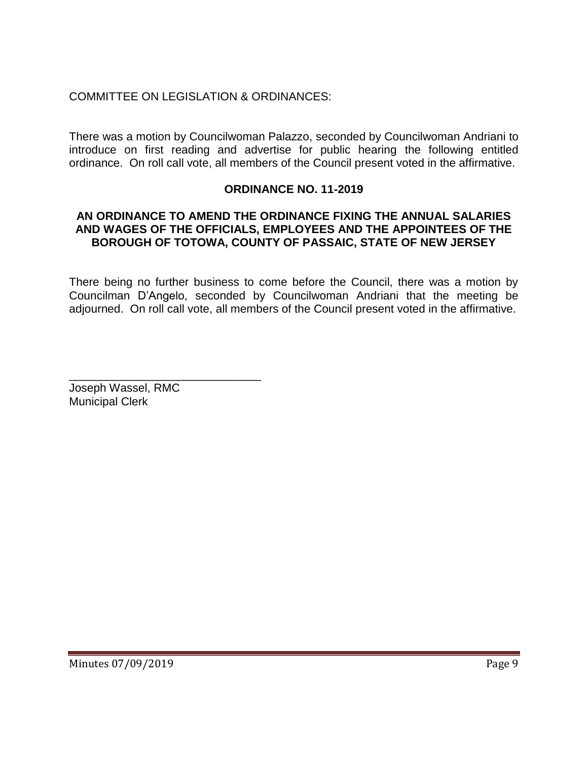COMMITTEE ON LEGISLATION & ORDINANCES:

There was a motion by Councilwoman Palazzo, seconded by Councilwoman Andriani to introduce on first reading and advertise for public hearing the following entitled ordinance. On roll call vote, all members of the Council present voted in the affirmative.

**ORDINANCE NO. 11-2019**

**AN ORDINANCE TO AMEND THE ORDINANCE FIXING THE ANNUAL SALARIES AND WAGES OF THE OFFICIALS, EMPLOYEES AND THE APPOINTEES OF THE BOROUGH OF TOTOWA, COUNTY OF PASSAIC, STATE OF NEW JERSEY**

There being no further business to come before the Council, there was a motion by Councilman D'Angelo, seconded by Councilwoman Andriani that the meeting be adjourned. On roll call vote, all members of the Council present voted in the affirmative.

_______________________________

Joseph Wassel, RMC
Municipal Clerk